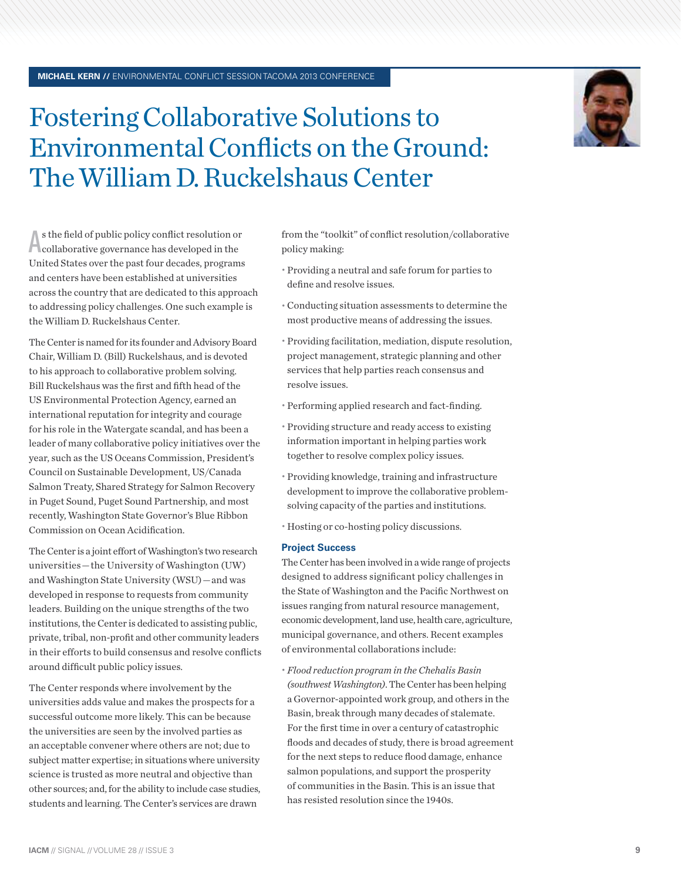**MICHAEL KERN //** ENVIRONMENTAL CONFLICT SESSION TACOMA 2013 CONFERENCE

# Fostering Collaborative Solutions to Environmental Conflicts on the Ground: The William D. Ruckelshaus Center

As the field of public policy conflict resolution or collaborative governance has developed in the United States over the past four decades, programs and centers have been established at universities across the country that are dedicated to this approach to addressing policy challenges. One such example is the William D. Ruckelshaus Center.

The Center is named for its founder and Advisory Board Chair, William D. (Bill) Ruckelshaus, and is devoted to his approach to collaborative problem solving. Bill Ruckelshaus was the first and fifth head of the US Environmental Protection Agency, earned an international reputation for integrity and courage for his role in the Watergate scandal, and has been a leader of many collaborative policy initiatives over the year, such as the US Oceans Commission, President's Council on Sustainable Development, US/Canada Salmon Treaty, Shared Strategy for Salmon Recovery in Puget Sound, Puget Sound Partnership, and most recently, Washington State Governor's Blue Ribbon Commission on Ocean Acidification.

The Center is a joint effort of Washington's two research universities—the University of Washington (UW) and Washington State University (WSU)—and was developed in response to requests from community leaders. Building on the unique strengths of the two institutions, the Center is dedicated to assisting public, private, tribal, non-profit and other community leaders in their efforts to build consensus and resolve conflicts around difficult public policy issues.

The Center responds where involvement by the universities adds value and makes the prospects for a successful outcome more likely. This can be because the universities are seen by the involved parties as an acceptable convener where others are not; due to subject matter expertise; in situations where university science is trusted as more neutral and objective than other sources; and, for the ability to include case studies, students and learning. The Center's services are drawn from the "toolkit" of conflict resolution/collaborative policy making:

- Providing a neutral and safe forum for parties to define and resolve issues.
- Conducting situation assessments to determine the most productive means of addressing the issues.
- Providing facilitation, mediation, dispute resolution, project management, strategic planning and other services that help parties reach consensus and resolve issues.
- Performing applied research and fact-finding.
- Providing structure and ready access to existing information important in helping parties work together to resolve complex policy issues.
- Providing knowledge, training and infrastructure development to improve the collaborative problem-solving capacity of the parties and institutions.
- Hosting or co-hosting policy discussions.

### Project Success

The Center has been involved in a wide range of projects designed to address significant policy challenges in the State of Washington and the Pacific Northwest on issues ranging from natural resource management, economic development, land use, health care, agriculture, municipal governance, and others. Recent examples of environmental collaborations include:

- *Flood reduction program in the Chehalis Basin (southwest Washington)*. The Center has been helping a Governor-appointed work group, and others in the Basin, break through many decades of stalemate. For the first time in over a century of catastrophic floods and decades of study, there is broad agreement for the next steps to reduce flood damage, enhance salmon populations, and support the prosperity of communities in the Basin. This is an issue that has resisted resolution since the 1940s.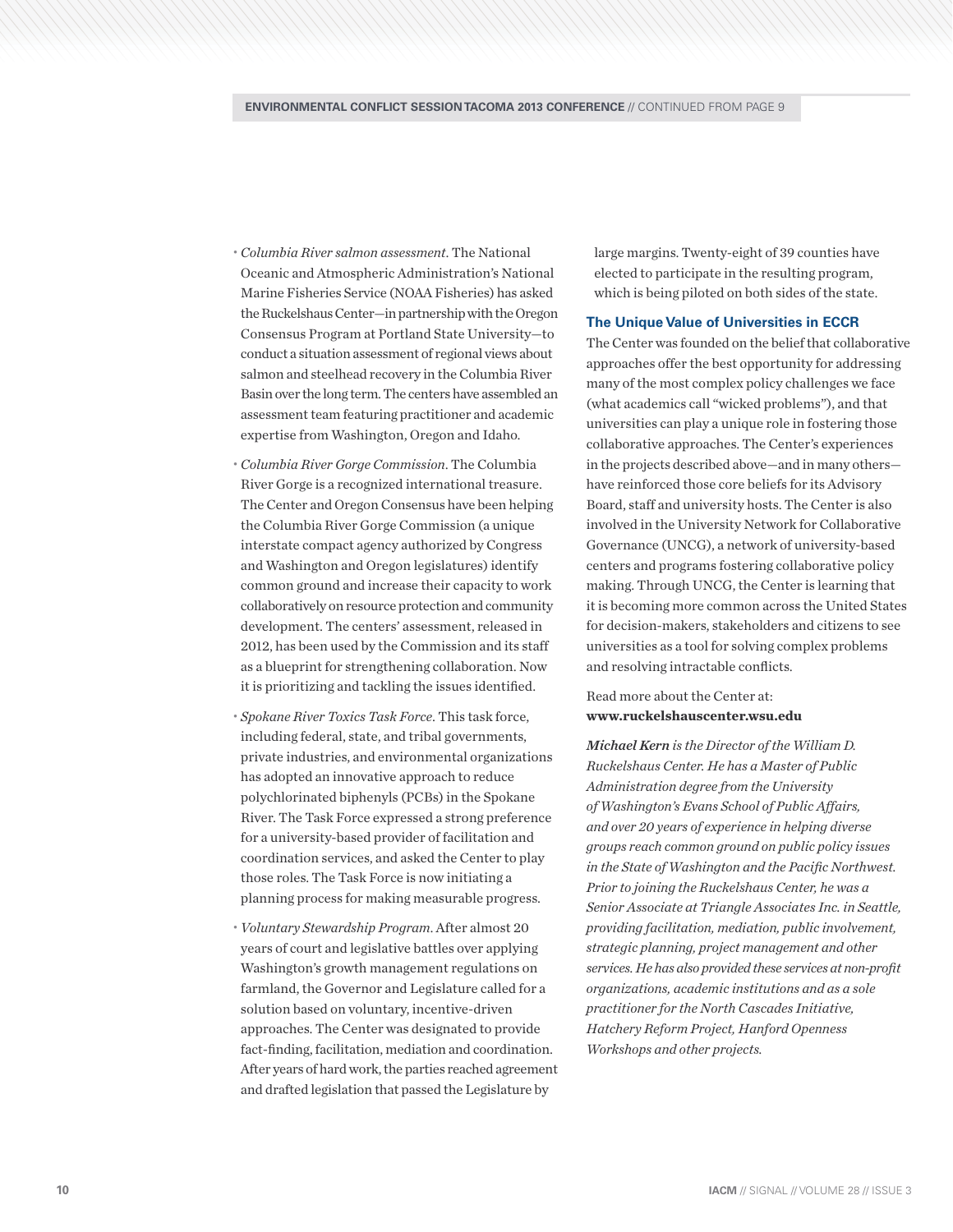ENVIRONMENTAL CONFLICT SESSION TACOMA 2013 CONFERENCE // CONTINUED FROM PAGE 9

- *Columbia River salmon assessment*. The National Oceanic and Atmospheric Administration's National Marine Fisheries Service (NOAA Fisheries) has asked the Ruckelshaus Center—in partnership with the Oregon Consensus Program at Portland State University—to conduct a situation assessment of regional views about salmon and steelhead recovery in the Columbia River Basin over the long term. The centers have assembled an assessment team featuring practitioner and academic expertise from Washington, Oregon and Idaho.
- *Columbia River Gorge Commission*. The Columbia River Gorge is a recognized international treasure. The Center and Oregon Consensus have been helping the Columbia River Gorge Commission (a unique interstate compact agency authorized by Congress and Washington and Oregon legislatures) identify common ground and increase their capacity to work collaboratively on resource protection and community development. The centers' assessment, released in 2012, has been used by the Commission and its staff as a blueprint for strengthening collaboration. Now it is prioritizing and tackling the issues identified.
- *Spokane River Toxics Task Force*. This task force, including federal, state, and tribal governments, private industries, and environmental organizations has adopted an innovative approach to reduce polychlorinated biphenyls (PCBs) in the Spokane River. The Task Force expressed a strong preference for a university-based provider of facilitation and coordination services, and asked the Center to play those roles. The Task Force is now initiating a planning process for making measurable progress.
- *Voluntary Stewardship Program*. After almost 20 years of court and legislative battles over applying Washington's growth management regulations on farmland, the Governor and Legislature called for a solution based on voluntary, incentive-driven approaches. The Center was designated to provide fact-finding, facilitation, mediation and coordination. After years of hard work, the parties reached agreement and drafted legislation that passed the Legislature by large margins. Twenty-eight of 39 counties have elected to participate in the resulting program, which is being piloted on both sides of the state.

### The Unique Value of Universities in ECCR

The Center was founded on the belief that collaborative approaches offer the best opportunity for addressing many of the most complex policy challenges we face (what academics call "wicked problems"), and that universities can play a unique role in fostering those collaborative approaches. The Center's experiences in the projects described above—and in many others—have reinforced those core beliefs for its Advisory Board, staff and university hosts. The Center is also involved in the University Network for Collaborative Governance (UNCG), a network of university-based centers and programs fostering collaborative policy making. Through UNCG, the Center is learning that it is becoming more common across the United States for decision-makers, stakeholders and citizens to see universities as a tool for solving complex problems and resolving intractable conflicts.

Read more about the Center at:
**www.ruckelshauscenter.wsu.edu**

***Michael Kern*** *is the Director of the William D. Ruckelshaus Center. He has a Master of Public Administration degree from the University of Washington's Evans School of Public Affairs, and over 20 years of experience in helping diverse groups reach common ground on public policy issues in the State of Washington and the Pacific Northwest. Prior to joining the Ruckelshaus Center, he was a Senior Associate at Triangle Associates Inc. in Seattle, providing facilitation, mediation, public involvement, strategic planning, project management and other services. He has also provided these services at non-profit organizations, academic institutions and as a sole practitioner for the North Cascades Initiative, Hatchery Reform Project, Hanford Openness Workshops and other projects.*